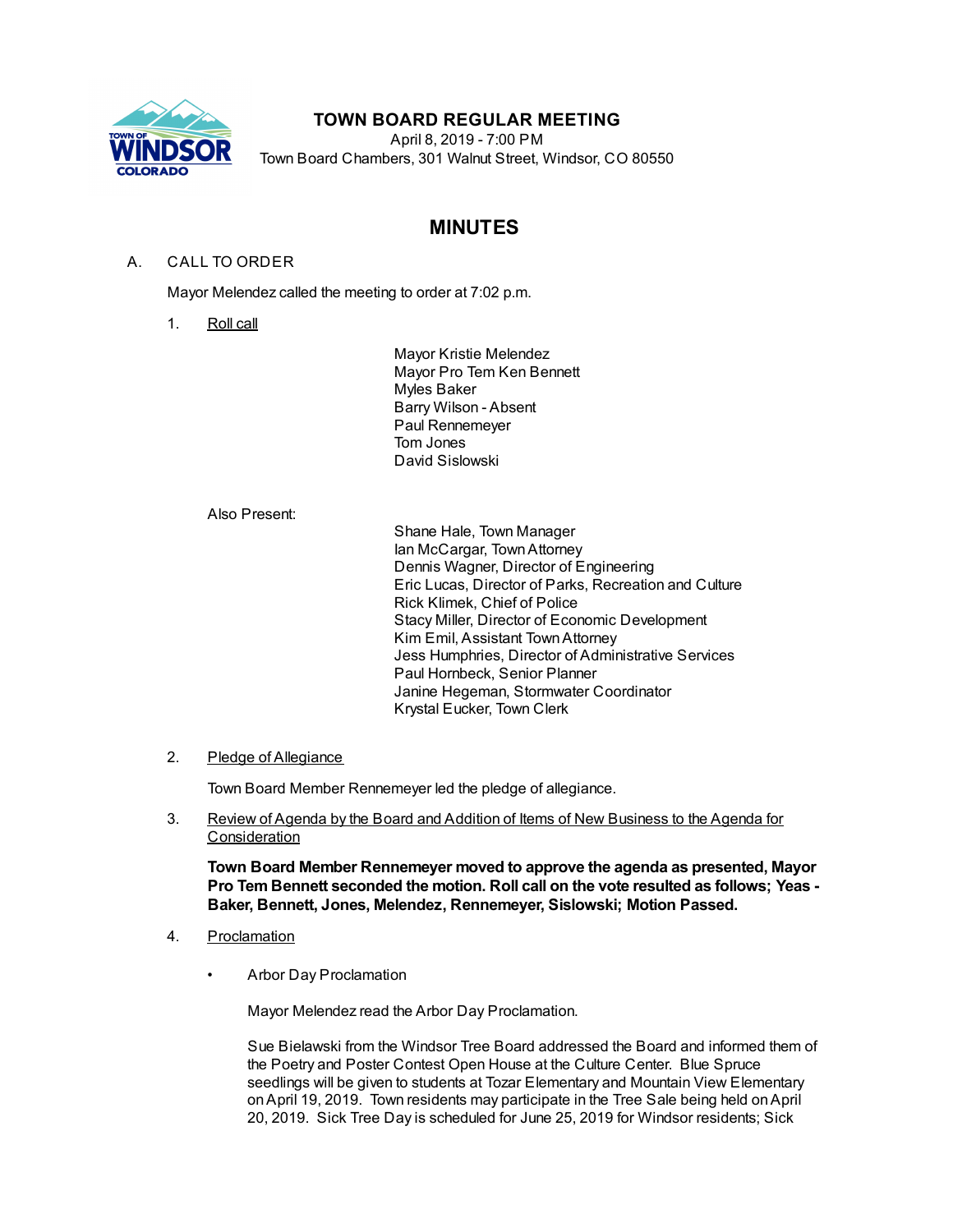# TOWN BOARD REGULAR MEETING

April 8, 2019 - 7:00 PM
Town Board Chambers, 301 Walnut Street, Windsor, CO 80550

## MINUTES

A. CALL TO ORDER

Mayor Melendez called the meeting to order at 7:02 p.m.

1. Roll call

    Mayor Kristie Melendez
    Mayor Pro Tem Ken Bennett
    Myles Baker
    Barry Wilson - Absent
    Paul Rennemeyer
    Tom Jones
    David Sislowski

    Also Present:

    Shane Hale, Town Manager
    Ian McCargar, Town Attorney
    Dennis Wagner, Director of Engineering
    Eric Lucas, Director of Parks, Recreation and Culture
    Rick Klimek, Chief of Police
    Stacy Miller, Director of Economic Development
    Kim Emil, Assistant Town Attorney
    Jess Humphries, Director of Administrative Services
    Paul Hornbeck, Senior Planner
    Janine Hegeman, Stormwater Coordinator
    Krystal Eucker, Town Clerk

2. Pledge of Allegiance

    Town Board Member Rennemeyer led the pledge of allegiance.

3. Review of Agenda by the Board and Addition of Items of New Business to the Agenda for Consideration

    **Town Board Member Rennemeyer moved to approve the agenda as presented, Mayor Pro Tem Bennett seconded the motion. Roll call on the vote resulted as follows; Yeas - Baker, Bennett, Jones, Melendez, Rennemeyer, Sislowski; Motion Passed.**

4. Proclamation

    - Arbor Day Proclamation

      Mayor Melendez read the Arbor Day Proclamation.

      Sue Bielawski from the Windsor Tree Board addressed the Board and informed them of the Poetry and Poster Contest Open House at the Culture Center. Blue Spruce seedlings will be given to students at Tozar Elementary and Mountain View Elementary on April 19, 2019. Town residents may participate in the Tree Sale being held on April 20, 2019. Sick Tree Day is scheduled for June 25, 2019 for Windsor residents; Sick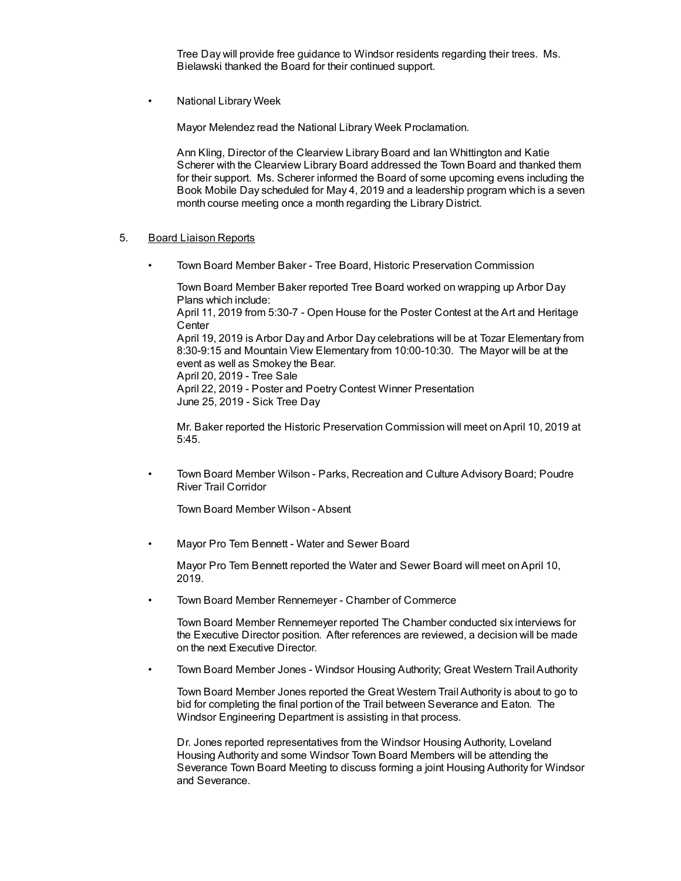Tree Day will provide free guidance to Windsor residents regarding their trees. Ms. Bielawski thanked the Board for their continued support.

- National Library Week

  Mayor Melendez read the National Library Week Proclamation.

  Ann Kling, Director of the Clearview Library Board and Ian Whittington and Katie Scherer with the Clearview Library Board addressed the Town Board and thanked them for their support. Ms. Scherer informed the Board of some upcoming evens including the Book Mobile Day scheduled for May 4, 2019 and a leadership program which is a seven month course meeting once a month regarding the Library District.

5. Board Liaison Reports

- Town Board Member Baker - Tree Board, Historic Preservation Commission

  Town Board Member Baker reported Tree Board worked on wrapping up Arbor Day Plans which include:
  April 11, 2019 from 5:30-7 - Open House for the Poster Contest at the Art and Heritage Center
  April 19, 2019 is Arbor Day and Arbor Day celebrations will be at Tozar Elementary from 8:30-9:15 and Mountain View Elementary from 10:00-10:30. The Mayor will be at the event as well as Smokey the Bear.
  April 20, 2019 - Tree Sale
  April 22, 2019 - Poster and Poetry Contest Winner Presentation
  June 25, 2019 - Sick Tree Day

  Mr. Baker reported the Historic Preservation Commission will meet on April 10, 2019 at 5:45.

- Town Board Member Wilson - Parks, Recreation and Culture Advisory Board; Poudre River Trail Corridor

  Town Board Member Wilson - Absent

- Mayor Pro Tem Bennett - Water and Sewer Board

  Mayor Pro Tem Bennett reported the Water and Sewer Board will meet on April 10, 2019.

- Town Board Member Rennemeyer - Chamber of Commerce

  Town Board Member Rennemeyer reported The Chamber conducted six interviews for the Executive Director position. After references are reviewed, a decision will be made on the next Executive Director.

- Town Board Member Jones - Windsor Housing Authority; Great Western Trail Authority

  Town Board Member Jones reported the Great Western Trail Authority is about to go to bid for completing the final portion of the Trail between Severance and Eaton. The Windsor Engineering Department is assisting in that process.

  Dr. Jones reported representatives from the Windsor Housing Authority, Loveland Housing Authority and some Windsor Town Board Members will be attending the Severance Town Board Meeting to discuss forming a joint Housing Authority for Windsor and Severance.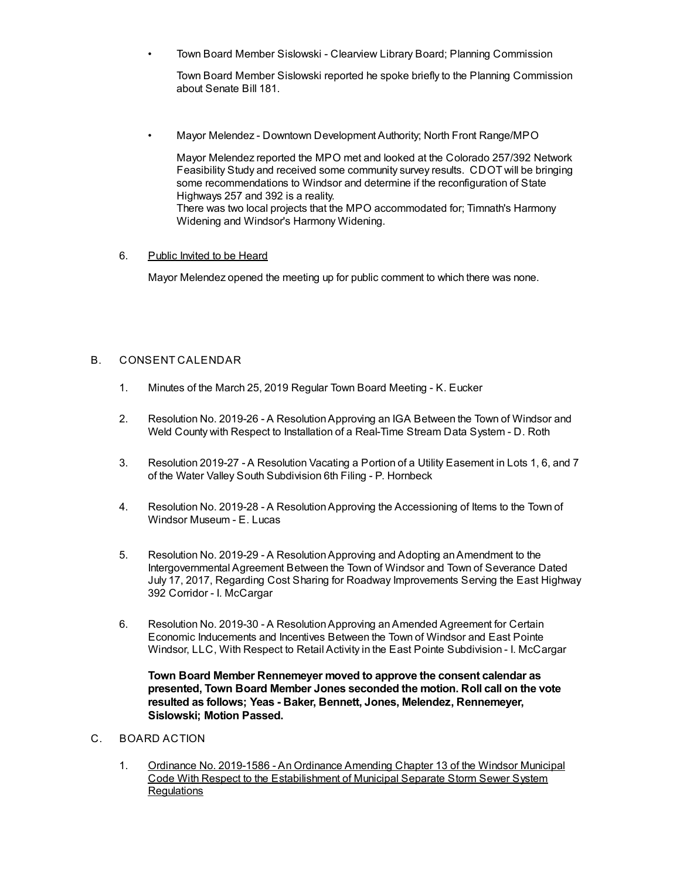- Town Board Member Sislowski - Clearview Library Board; Planning Commission

  Town Board Member Sislowski reported he spoke briefly to the Planning Commission about Senate Bill 181.

- Mayor Melendez - Downtown Development Authority; North Front Range/MPO

  Mayor Melendez reported the MPO met and looked at the Colorado 257/392 Network Feasibility Study and received some community survey results. CDOT will be bringing some recommendations to Windsor and determine if the reconfiguration of State Highways 257 and 392 is a reality.
  There was two local projects that the MPO accommodated for; Timnath's Harmony Widening and Windsor's Harmony Widening.

6. <u>Public Invited to be Heard</u>

   Mayor Melendez opened the meeting up for public comment to which there was none.

B. CONSENT CALENDAR

1. Minutes of the March 25, 2019 Regular Town Board Meeting - K. Eucker

2. Resolution No. 2019-26 - A Resolution Approving an IGA Between the Town of Windsor and Weld County with Respect to Installation of a Real-Time Stream Data System - D. Roth

3. Resolution 2019-27 - A Resolution Vacating a Portion of a Utility Easement in Lots 1, 6, and 7 of the Water Valley South Subdivision 6th Filing - P. Hornbeck

4. Resolution No. 2019-28 - A Resolution Approving the Accessioning of Items to the Town of Windsor Museum - E. Lucas

5. Resolution No. 2019-29 - A Resolution Approving and Adopting an Amendment to the Intergovernmental Agreement Between the Town of Windsor and Town of Severance Dated July 17, 2017, Regarding Cost Sharing for Roadway Improvements Serving the East Highway 392 Corridor - I. McCargar

6. Resolution No. 2019-30 - A Resolution Approving an Amended Agreement for Certain Economic Inducements and Incentives Between the Town of Windsor and East Pointe Windsor, LLC, With Respect to Retail Activity in the East Pointe Subdivision - I. McCargar

   **Town Board Member Rennemeyer moved to approve the consent calendar as presented, Town Board Member Jones seconded the motion. Roll call on the vote resulted as follows; Yeas - Baker, Bennett, Jones, Melendez, Rennemeyer, Sislowski; Motion Passed.**

C. BOARD ACTION

1. <u>Ordinance No. 2019-1586 - An Ordinance Amending Chapter 13 of the Windsor Municipal Code With Respect to the Estabilishment of Municipal Separate Storm Sewer System Regulations</u>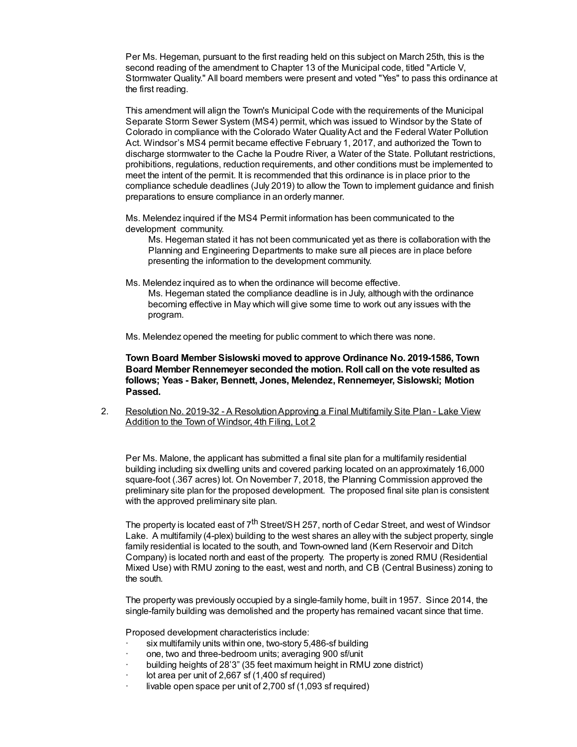Per Ms. Hegeman, pursuant to the first reading held on this subject on March 25th, this is the second reading of the amendment to Chapter 13 of the Municipal code, titled "Article V, Stormwater Quality." All board members were present and voted "Yes" to pass this ordinance at the first reading.

This amendment will align the Town's Municipal Code with the requirements of the Municipal Separate Storm Sewer System (MS4) permit, which was issued to Windsor by the State of Colorado in compliance with the Colorado Water Quality Act and the Federal Water Pollution Act. Windsor's MS4 permit became effective February 1, 2017, and authorized the Town to discharge stormwater to the Cache la Poudre River, a Water of the State. Pollutant restrictions, prohibitions, regulations, reduction requirements, and other conditions must be implemented to meet the intent of the permit. It is recommended that this ordinance is in place prior to the compliance schedule deadlines (July 2019) to allow the Town to implement guidance and finish preparations to ensure compliance in an orderly manner.

Ms. Melendez inquired if the MS4 Permit information has been communicated to the development community.

> Ms. Hegeman stated it has not been communicated yet as there is collaboration with the Planning and Engineering Departments to make sure all pieces are in place before presenting the information to the development community.

Ms. Melendez inquired as to when the ordinance will become effective.

> Ms. Hegeman stated the compliance deadline is in July, although with the ordinance becoming effective in May which will give some time to work out any issues with the program.

Ms. Melendez opened the meeting for public comment to which there was none.

**Town Board Member Sislowski moved to approve Ordinance No. 2019-1586, Town Board Member Rennemeyer seconded the motion. Roll call on the vote resulted as follows; Yeas - Baker, Bennett, Jones, Melendez, Rennemeyer, Sislowski; Motion Passed.**

2. Resolution No. 2019-32 - A Resolution Approving a Final Multifamily Site Plan - Lake View Addition to the Town of Windsor, 4th Filing, Lot 2

Per Ms. Malone, the applicant has submitted a final site plan for a multifamily residential building including six dwelling units and covered parking located on an approximately 16,000 square-foot (.367 acres) lot. On November 7, 2018, the Planning Commission approved the preliminary site plan for the proposed development. The proposed final site plan is consistent with the approved preliminary site plan.

The property is located east of 7th Street/SH 257, north of Cedar Street, and west of Windsor Lake. A multifamily (4-plex) building to the west shares an alley with the subject property, single family residential is located to the south, and Town-owned land (Kern Reservoir and Ditch Company) is located north and east of the property. The property is zoned RMU (Residential Mixed Use) with RMU zoning to the east, west and north, and CB (Central Business) zoning to the south.

The property was previously occupied by a single-family home, built in 1957. Since 2014, the single-family building was demolished and the property has remained vacant since that time.

Proposed development characteristics include:

- six multifamily units within one, two-story 5,486-sf building
- one, two and three-bedroom units; averaging 900 sf/unit
- building heights of 28'3" (35 feet maximum height in RMU zone district)
- lot area per unit of 2,667 sf (1,400 sf required)
- livable open space per unit of 2,700 sf (1,093 sf required)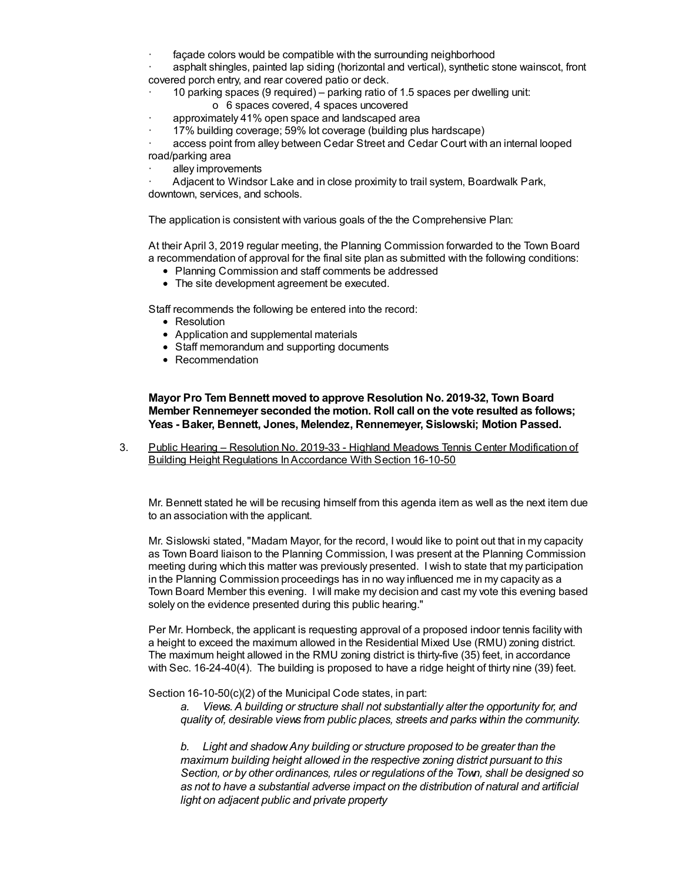- façade colors would be compatible with the surrounding neighborhood
- asphalt shingles, painted lap siding (horizontal and vertical), synthetic stone wainscot, front covered porch entry, and rear covered patio or deck.
- 10 parking spaces (9 required) – parking ratio of 1.5 spaces per dwelling unit:
  - 6 spaces covered, 4 spaces uncovered
- approximately 41% open space and landscaped area
- 17% building coverage; 59% lot coverage (building plus hardscape)
- access point from alley between Cedar Street and Cedar Court with an internal looped road/parking area
- alley improvements
- Adjacent to Windsor Lake and in close proximity to trail system, Boardwalk Park, downtown, services, and schools.

The application is consistent with various goals of the the Comprehensive Plan:

At their April 3, 2019 regular meeting, the Planning Commission forwarded to the Town Board a recommendation of approval for the final site plan as submitted with the following conditions:

- Planning Commission and staff comments be addressed
- The site development agreement be executed.

Staff recommends the following be entered into the record:

- Resolution
- Application and supplemental materials
- Staff memorandum and supporting documents
- Recommendation

**Mayor Pro Tem Bennett moved to approve Resolution No. 2019-32, Town Board Member Rennemeyer seconded the motion. Roll call on the vote resulted as follows; Yeas - Baker, Bennett, Jones, Melendez, Rennemeyer, Sislowski; Motion Passed.**

3. Public Hearing – Resolution No. 2019-33 - Highland Meadows Tennis Center Modification of Building Height Regulations In Accordance With Section 16-10-50

Mr. Bennett stated he will be recusing himself from this agenda item as well as the next item due to an association with the applicant.

Mr. Sislowski stated, "Madam Mayor, for the record, I would like to point out that in my capacity as Town Board liaison to the Planning Commission, I was present at the Planning Commission meeting during which this matter was previously presented. I wish to state that my participation in the Planning Commission proceedings has in no way influenced me in my capacity as a Town Board Member this evening. I will make my decision and cast my vote this evening based solely on the evidence presented during this public hearing."

Per Mr. Hornbeck, the applicant is requesting approval of a proposed indoor tennis facility with a height to exceed the maximum allowed in the Residential Mixed Use (RMU) zoning district. The maximum height allowed in the RMU zoning district is thirty-five (35) feet, in accordance with Sec. 16-24-40(4). The building is proposed to have a ridge height of thirty nine (39) feet.

Section 16-10-50(c)(2) of the Municipal Code states, in part:

*a. Views. A building or structure shall not substantially alter the opportunity for, and quality of, desirable views from public places, streets and parks within the community.*

*b. Light and shadow Any building or structure proposed to be greater than the maximum building height allowed in the respective zoning district pursuant to this Section, or by other ordinances, rules or regulations of the Town, shall be designed so as not to have a substantial adverse impact on the distribution of natural and artificial light on adjacent public and private property*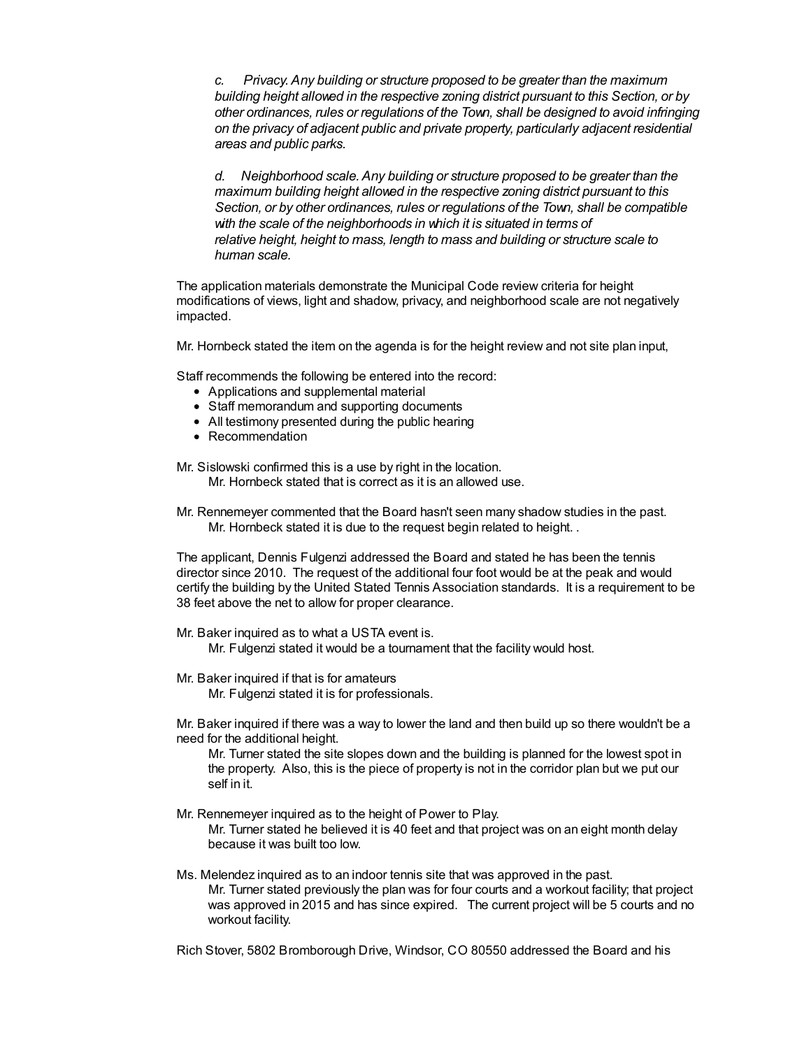*c. Privacy. Any building or structure proposed to be greater than the maximum building height allowed in the respective zoning district pursuant to this Section, or by other ordinances, rules or regulations of the Town, shall be designed to avoid infringing on the privacy of adjacent public and private property, particularly adjacent residential areas and public parks.*

*d. Neighborhood scale. Any building or structure proposed to be greater than the maximum building height allowed in the respective zoning district pursuant to this Section, or by other ordinances, rules or regulations of the Town, shall be compatible with the scale of the neighborhoods in which it is situated in terms of relative height, height to mass, length to mass and building or structure scale to human scale.*

The application materials demonstrate the Municipal Code review criteria for height modifications of views, light and shadow, privacy, and neighborhood scale are not negatively impacted.

Mr. Hornbeck stated the item on the agenda is for the height review and not site plan input,

Staff recommends the following be entered into the record:

- Applications and supplemental material
- Staff memorandum and supporting documents
- All testimony presented during the public hearing
- Recommendation

Mr. Sislowski confirmed this is a use by right in the location.
Mr. Hornbeck stated that is correct as it is an allowed use.

Mr. Rennemeyer commented that the Board hasn't seen many shadow studies in the past.
Mr. Hornbeck stated it is due to the request begin related to height. .

The applicant, Dennis Fulgenzi addressed the Board and stated he has been the tennis director since 2010. The request of the additional four foot would be at the peak and would certify the building by the United Stated Tennis Association standards. It is a requirement to be 38 feet above the net to allow for proper clearance.

Mr. Baker inquired as to what a USTA event is.
Mr. Fulgenzi stated it would be a tournament that the facility would host.

Mr. Baker inquired if that is for amateurs
Mr. Fulgenzi stated it is for professionals.

Mr. Baker inquired if there was a way to lower the land and then build up so there wouldn't be a need for the additional height.
Mr. Turner stated the site slopes down and the building is planned for the lowest spot in the property. Also, this is the piece of property is not in the corridor plan but we put our self in it.

Mr. Rennemeyer inquired as to the height of Power to Play.
Mr. Turner stated he believed it is 40 feet and that project was on an eight month delay because it was built too low.

Ms. Melendez inquired as to an indoor tennis site that was approved in the past.
Mr. Turner stated previously the plan was for four courts and a workout facility; that project was approved in 2015 and has since expired. The current project will be 5 courts and no workout facility.

Rich Stover, 5802 Bromborough Drive, Windsor, CO 80550 addressed the Board and his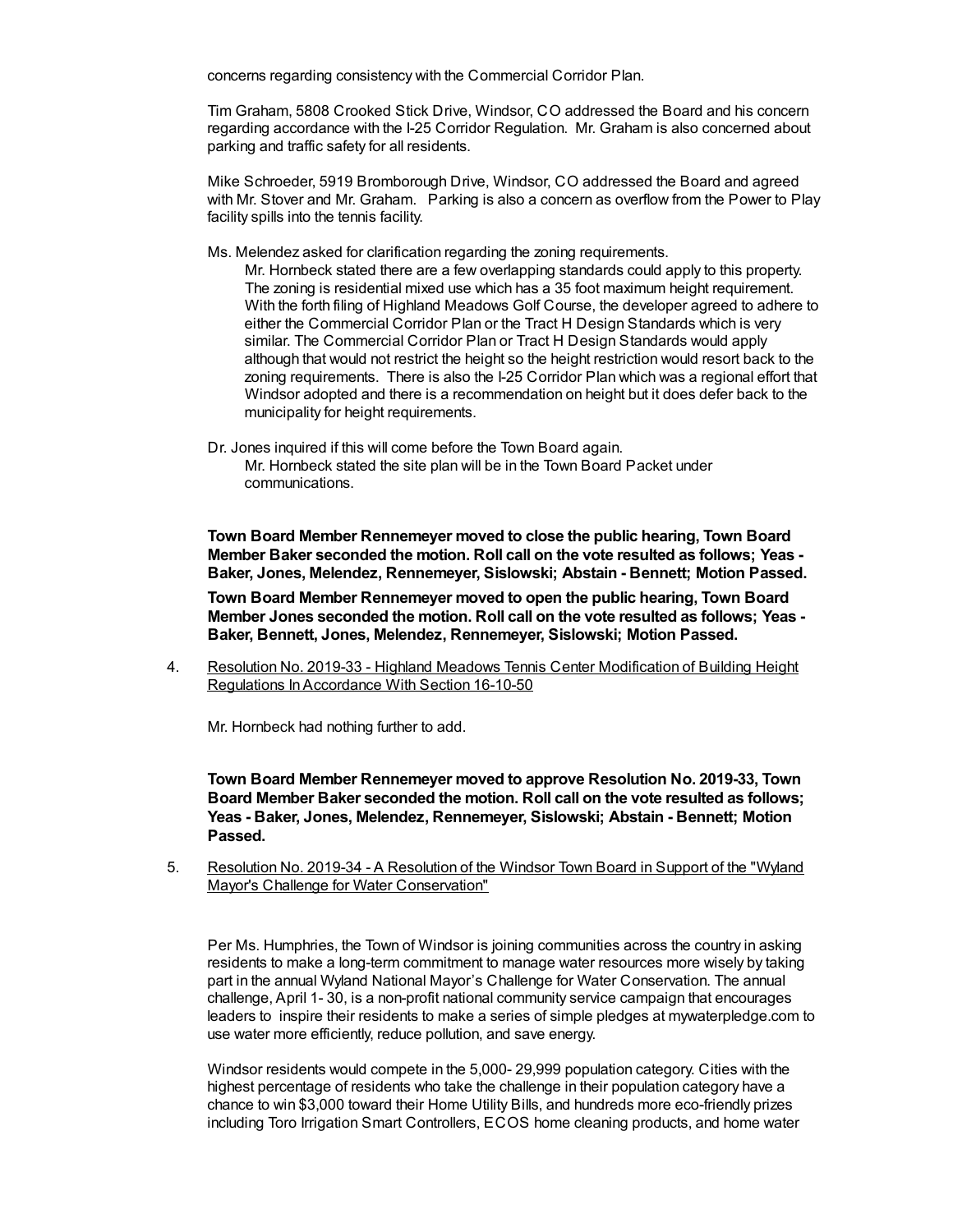concerns regarding consistency with the Commercial Corridor Plan.

Tim Graham, 5808 Crooked Stick Drive, Windsor, CO addressed the Board and his concern regarding accordance with the I-25 Corridor Regulation. Mr. Graham is also concerned about parking and traffic safety for all residents.

Mike Schroeder, 5919 Bromborough Drive, Windsor, CO addressed the Board and agreed with Mr. Stover and Mr. Graham. Parking is also a concern as overflow from the Power to Play facility spills into the tennis facility.

Ms. Melendez asked for clarification regarding the zoning requirements.

> Mr. Hornbeck stated there are a few overlapping standards could apply to this property. The zoning is residential mixed use which has a 35 foot maximum height requirement. With the forth filing of Highland Meadows Golf Course, the developer agreed to adhere to either the Commercial Corridor Plan or the Tract H Design Standards which is very similar. The Commercial Corridor Plan or Tract H Design Standards would apply although that would not restrict the height so the height restriction would resort back to the zoning requirements. There is also the I-25 Corridor Plan which was a regional effort that Windsor adopted and there is a recommendation on height but it does defer back to the municipality for height requirements.

Dr. Jones inquired if this will come before the Town Board again.

> Mr. Hornbeck stated the site plan will be in the Town Board Packet under communications.

**Town Board Member Rennemeyer moved to close the public hearing, Town Board Member Baker seconded the motion. Roll call on the vote resulted as follows; Yeas - Baker, Jones, Melendez, Rennemeyer, Sislowski; Abstain - Bennett; Motion Passed.**

**Town Board Member Rennemeyer moved to open the public hearing, Town Board Member Jones seconded the motion. Roll call on the vote resulted as follows; Yeas - Baker, Bennett, Jones, Melendez, Rennemeyer, Sislowski; Motion Passed.**

4. Resolution No. 2019-33 - Highland Meadows Tennis Center Modification of Building Height Regulations In Accordance With Section 16-10-50

   Mr. Hornbeck had nothing further to add.

   **Town Board Member Rennemeyer moved to approve Resolution No. 2019-33, Town Board Member Baker seconded the motion. Roll call on the vote resulted as follows; Yeas - Baker, Jones, Melendez, Rennemeyer, Sislowski; Abstain - Bennett; Motion Passed.**

5. Resolution No. 2019-34 - A Resolution of the Windsor Town Board in Support of the "Wyland Mayor's Challenge for Water Conservation"

   Per Ms. Humphries, the Town of Windsor is joining communities across the country in asking residents to make a long-term commitment to manage water resources more wisely by taking part in the annual Wyland National Mayor's Challenge for Water Conservation. The annual challenge, April 1- 30, is a non-profit national community service campaign that encourages leaders to inspire their residents to make a series of simple pledges at mywaterpledge.com to use water more efficiently, reduce pollution, and save energy.

   Windsor residents would compete in the 5,000- 29,999 population category. Cities with the highest percentage of residents who take the challenge in their population category have a chance to win $3,000 toward their Home Utility Bills, and hundreds more eco-friendly prizes including Toro Irrigation Smart Controllers, ECOS home cleaning products, and home water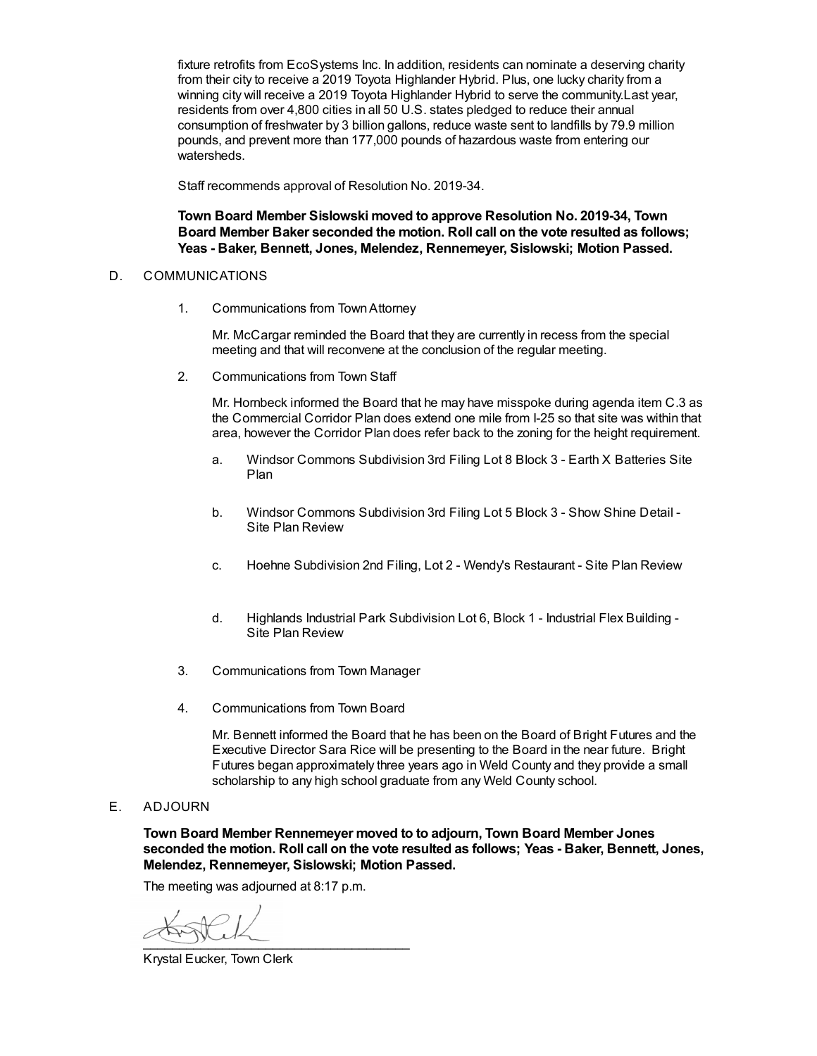fixture retrofits from EcoSystems Inc. In addition, residents can nominate a deserving charity from their city to receive a 2019 Toyota Highlander Hybrid. Plus, one lucky charity from a winning city will receive a 2019 Toyota Highlander Hybrid to serve the community.Last year, residents from over 4,800 cities in all 50 U.S. states pledged to reduce their annual consumption of freshwater by 3 billion gallons, reduce waste sent to landfills by 79.9 million pounds, and prevent more than 177,000 pounds of hazardous waste from entering our watersheds.

Staff recommends approval of Resolution No. 2019-34.

**Town Board Member Sislowski moved to approve Resolution No. 2019-34, Town Board Member Baker seconded the motion. Roll call on the vote resulted as follows; Yeas - Baker, Bennett, Jones, Melendez, Rennemeyer, Sislowski; Motion Passed.**

D. COMMUNICATIONS

1. Communications from Town Attorney

   Mr. McCargar reminded the Board that they are currently in recess from the special meeting and that will reconvene at the conclusion of the regular meeting.

2. Communications from Town Staff

   Mr. Hornbeck informed the Board that he may have misspoke during agenda item C.3 as the Commercial Corridor Plan does extend one mile from I-25 so that site was within that area, however the Corridor Plan does refer back to the zoning for the height requirement.

   a. Windsor Commons Subdivision 3rd Filing Lot 8 Block 3 - Earth X Batteries Site Plan

   b. Windsor Commons Subdivision 3rd Filing Lot 5 Block 3 - Show Shine Detail - Site Plan Review

   c. Hoehne Subdivision 2nd Filing, Lot 2 - Wendy's Restaurant - Site Plan Review

   d. Highlands Industrial Park Subdivision Lot 6, Block 1 - Industrial Flex Building - Site Plan Review

3. Communications from Town Manager

4. Communications from Town Board

   Mr. Bennett informed the Board that he has been on the Board of Bright Futures and the Executive Director Sara Rice will be presenting to the Board in the near future. Bright Futures began approximately three years ago in Weld County and they provide a small scholarship to any high school graduate from any Weld County school.

E. ADJOURN

**Town Board Member Rennemeyer moved to to adjourn, Town Board Member Jones seconded the motion. Roll call on the vote resulted as follows; Yeas - Baker, Bennett, Jones, Melendez, Rennemeyer, Sislowski; Motion Passed.**

The meeting was adjourned at 8:17 p.m.

\_\_\_\_\_\_\_\_\_\_\_\_\_\_\_\_\_\_\_\_\_\_\_\_\_\_\_\_\_\_\_\_\_\_\_

Krystal Eucker, Town Clerk